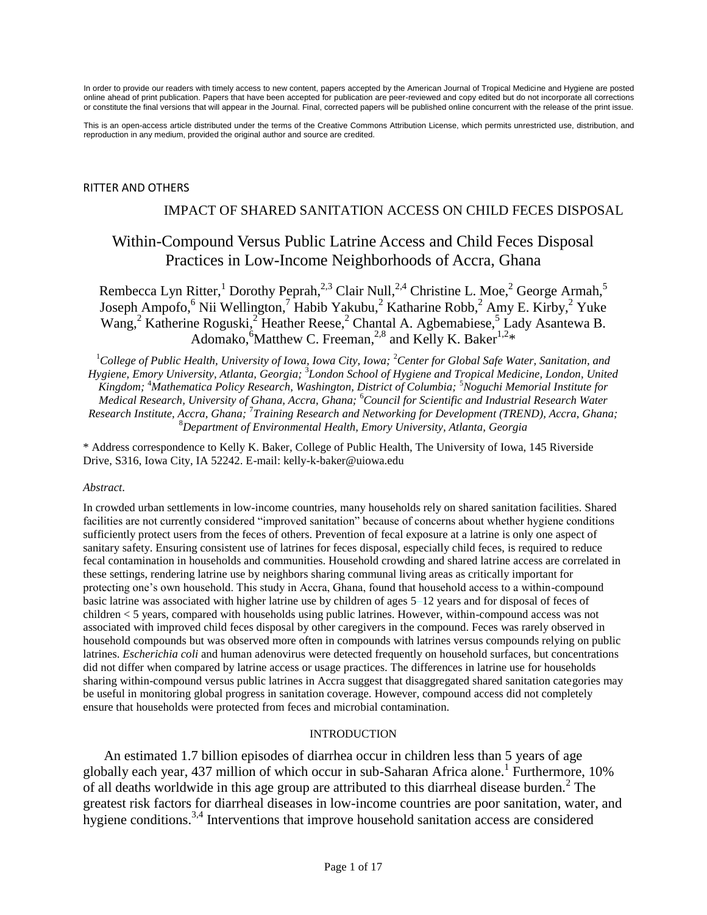In order to provide our readers with timely access to new content, papers accepted by the American Journal of Tropical Medicine and Hygiene are posted online ahead of print publication. Papers that have been accepted for publication are peer-reviewed and copy edited but do not incorporate all corrections or constitute the final versions that will appear in the Journal. Final, corrected papers will be published online concurrent with the release of the print issue.

This is an open-access article distributed under the terms of the Creative Commons Attribution License, which permits unrestricted use, distribution, and reproduction in any medium, provided the original author and source are credited.

RITTER AND OTHERS

IMPACT OF SHARED SANITATION ACCESS ON CHILD FECES DISPOSAL

# Within-Compound Versus Public Latrine Access and Child Feces Disposal Practices in Low-Income Neighborhoods of Accra, Ghana

Rembecca Lyn Ritter,[1] Dorothy Peprah,[2,3] Clair Null,[2,4] Christine L. Moe,[2] George Armah,[5] Joseph Ampofo,[6] Nii Wellington,[7] Habib Yakubu,[2] Katharine Robb,[2] Amy E. Kirby,[2] Yuke Wang,[2] Katherine Roguski,[2] Heather Reese,[2] Chantal A. Agbemabiese,[5] Lady Asantewa B. Adomako,[6] Matthew C. Freeman,[2,8] and Kelly K. Baker[1,2]*

[1]*College of Public Health, University of Iowa, Iowa City, Iowa;* [2]*Center for Global Safe Water, Sanitation, and Hygiene, Emory University, Atlanta, Georgia;* [3]*London School of Hygiene and Tropical Medicine, London, United Kingdom;* [4]*Mathematica Policy Research, Washington, District of Columbia;* [5]*Noguchi Memorial Institute for Medical Research, University of Ghana, Accra, Ghana;* [6]*Council for Scientific and Industrial Research Water Research Institute, Accra, Ghana;* [7]*Training Research and Networking for Development (TREND), Accra, Ghana;* [8]*Department of Environmental Health, Emory University, Atlanta, Georgia*

\* Address correspondence to Kelly K. Baker, College of Public Health, The University of Iowa, 145 Riverside Drive, S316, Iowa City, IA 52242. E-mail: kelly-k-baker@uiowa.edu

*Abstract.*

In crowded urban settlements in low-income countries, many households rely on shared sanitation facilities. Shared facilities are not currently considered "improved sanitation" because of concerns about whether hygiene conditions sufficiently protect users from the feces of others. Prevention of fecal exposure at a latrine is only one aspect of sanitary safety. Ensuring consistent use of latrines for feces disposal, especially child feces, is required to reduce fecal contamination in households and communities. Household crowding and shared latrine access are correlated in these settings, rendering latrine use by neighbors sharing communal living areas as critically important for protecting one's own household. This study in Accra, Ghana, found that household access to a within-compound basic latrine was associated with higher latrine use by children of ages 5–12 years and for disposal of feces of children < 5 years, compared with households using public latrines. However, within-compound access was not associated with improved child feces disposal by other caregivers in the compound. Feces was rarely observed in household compounds but was observed more often in compounds with latrines versus compounds relying on public latrines. *Escherichia coli* and human adenovirus were detected frequently on household surfaces, but concentrations did not differ when compared by latrine access or usage practices. The differences in latrine use for households sharing within-compound versus public latrines in Accra suggest that disaggregated shared sanitation categories may be useful in monitoring global progress in sanitation coverage. However, compound access did not completely ensure that households were protected from feces and microbial contamination.

## INTRODUCTION

An estimated 1.7 billion episodes of diarrhea occur in children less than 5 years of age globally each year, 437 million of which occur in sub-Saharan Africa alone.[1] Furthermore, 10% of all deaths worldwide in this age group are attributed to this diarrheal disease burden.[2] The greatest risk factors for diarrheal diseases in low-income countries are poor sanitation, water, and hygiene conditions.[3,4] Interventions that improve household sanitation access are considered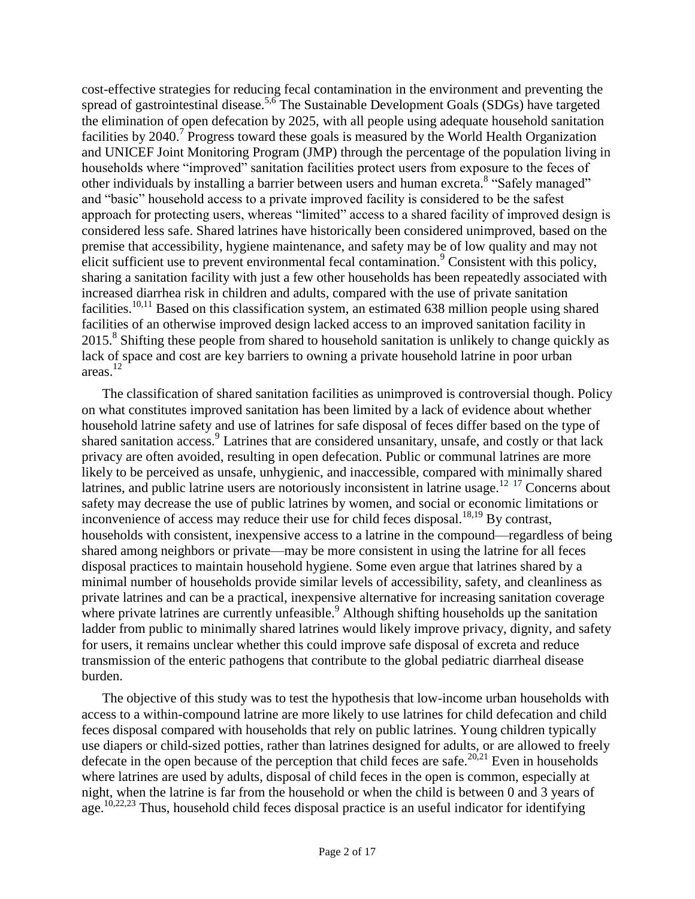cost-effective strategies for reducing fecal contamination in the environment and preventing the spread of gastrointestinal disease.[5,6] The Sustainable Development Goals (SDGs) have targeted the elimination of open defecation by 2025, with all people using adequate household sanitation facilities by 2040.[7] Progress toward these goals is measured by the World Health Organization and UNICEF Joint Monitoring Program (JMP) through the percentage of the population living in households where "improved" sanitation facilities protect users from exposure to the feces of other individuals by installing a barrier between users and human excreta.[8] "Safely managed" and "basic" household access to a private improved facility is considered to be the safest approach for protecting users, whereas "limited" access to a shared facility of improved design is considered less safe. Shared latrines have historically been considered unimproved, based on the premise that accessibility, hygiene maintenance, and safety may be of low quality and may not elicit sufficient use to prevent environmental fecal contamination.[9] Consistent with this policy, sharing a sanitation facility with just a few other households has been repeatedly associated with increased diarrhea risk in children and adults, compared with the use of private sanitation facilities.[10,11] Based on this classification system, an estimated 638 million people using shared facilities of an otherwise improved design lacked access to an improved sanitation facility in 2015.[8] Shifting these people from shared to household sanitation is unlikely to change quickly as lack of space and cost are key barriers to owning a private household latrine in poor urban areas.[12]

The classification of shared sanitation facilities as unimproved is controversial though. Policy on what constitutes improved sanitation has been limited by a lack of evidence about whether household latrine safety and use of latrines for safe disposal of feces differ based on the type of shared sanitation access.[9] Latrines that are considered unsanitary, unsafe, and costly or that lack privacy are often avoided, resulting in open defecation. Public or communal latrines are more likely to be perceived as unsafe, unhygienic, and inaccessible, compared with minimally shared latrines, and public latrine users are notoriously inconsistent in latrine usage.[12–17] Concerns about safety may decrease the use of public latrines by women, and social or economic limitations or inconvenience of access may reduce their use for child feces disposal.[18,19] By contrast, households with consistent, inexpensive access to a latrine in the compound—regardless of being shared among neighbors or private—may be more consistent in using the latrine for all feces disposal practices to maintain household hygiene. Some even argue that latrines shared by a minimal number of households provide similar levels of accessibility, safety, and cleanliness as private latrines and can be a practical, inexpensive alternative for increasing sanitation coverage where private latrines are currently unfeasible.[9] Although shifting households up the sanitation ladder from public to minimally shared latrines would likely improve privacy, dignity, and safety for users, it remains unclear whether this could improve safe disposal of excreta and reduce transmission of the enteric pathogens that contribute to the global pediatric diarrheal disease burden.

The objective of this study was to test the hypothesis that low-income urban households with access to a within-compound latrine are more likely to use latrines for child defecation and child feces disposal compared with households that rely on public latrines. Young children typically use diapers or child-sized potties, rather than latrines designed for adults, or are allowed to freely defecate in the open because of the perception that child feces are safe.[20,21] Even in households where latrines are used by adults, disposal of child feces in the open is common, especially at night, when the latrine is far from the household or when the child is between 0 and 3 years of age.[10,22,23] Thus, household child feces disposal practice is an useful indicator for identifying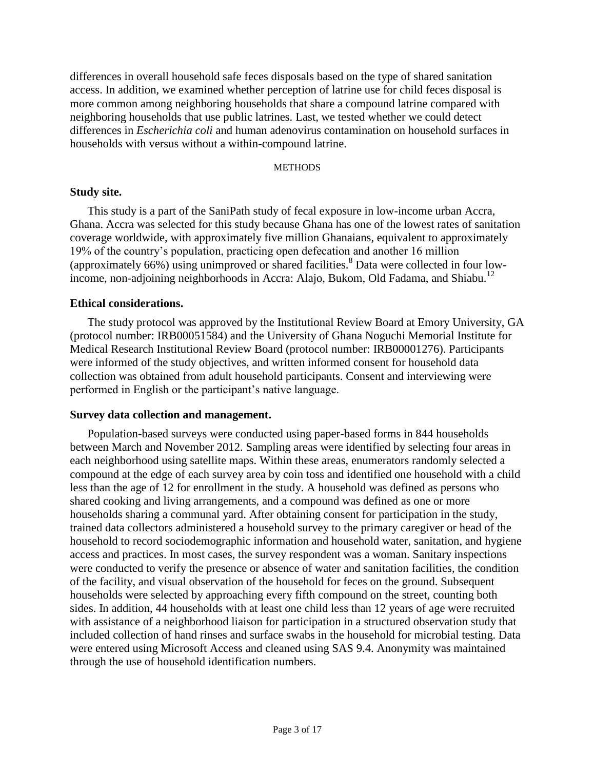differences in overall household safe feces disposals based on the type of shared sanitation access. In addition, we examined whether perception of latrine use for child feces disposal is more common among neighboring households that share a compound latrine compared with neighboring households that use public latrines. Last, we tested whether we could detect differences in *Escherichia coli* and human adenovirus contamination on household surfaces in households with versus without a within-compound latrine.

## METHODS

### Study site.

This study is a part of the SaniPath study of fecal exposure in low-income urban Accra, Ghana. Accra was selected for this study because Ghana has one of the lowest rates of sanitation coverage worldwide, with approximately five million Ghanaians, equivalent to approximately 19% of the country's population, practicing open defecation and another 16 million (approximately 66%) using unimproved or shared facilities.[8] Data were collected in four low-income, non-adjoining neighborhoods in Accra: Alajo, Bukom, Old Fadama, and Shiabu.[12]

### Ethical considerations.

The study protocol was approved by the Institutional Review Board at Emory University, GA (protocol number: IRB00051584) and the University of Ghana Noguchi Memorial Institute for Medical Research Institutional Review Board (protocol number: IRB00001276). Participants were informed of the study objectives, and written informed consent for household data collection was obtained from adult household participants. Consent and interviewing were performed in English or the participant's native language.

### Survey data collection and management.

Population-based surveys were conducted using paper-based forms in 844 households between March and November 2012. Sampling areas were identified by selecting four areas in each neighborhood using satellite maps. Within these areas, enumerators randomly selected a compound at the edge of each survey area by coin toss and identified one household with a child less than the age of 12 for enrollment in the study. A household was defined as persons who shared cooking and living arrangements, and a compound was defined as one or more households sharing a communal yard. After obtaining consent for participation in the study, trained data collectors administered a household survey to the primary caregiver or head of the household to record sociodemographic information and household water, sanitation, and hygiene access and practices. In most cases, the survey respondent was a woman. Sanitary inspections were conducted to verify the presence or absence of water and sanitation facilities, the condition of the facility, and visual observation of the household for feces on the ground. Subsequent households were selected by approaching every fifth compound on the street, counting both sides. In addition, 44 households with at least one child less than 12 years of age were recruited with assistance of a neighborhood liaison for participation in a structured observation study that included collection of hand rinses and surface swabs in the household for microbial testing. Data were entered using Microsoft Access and cleaned using SAS 9.4. Anonymity was maintained through the use of household identification numbers.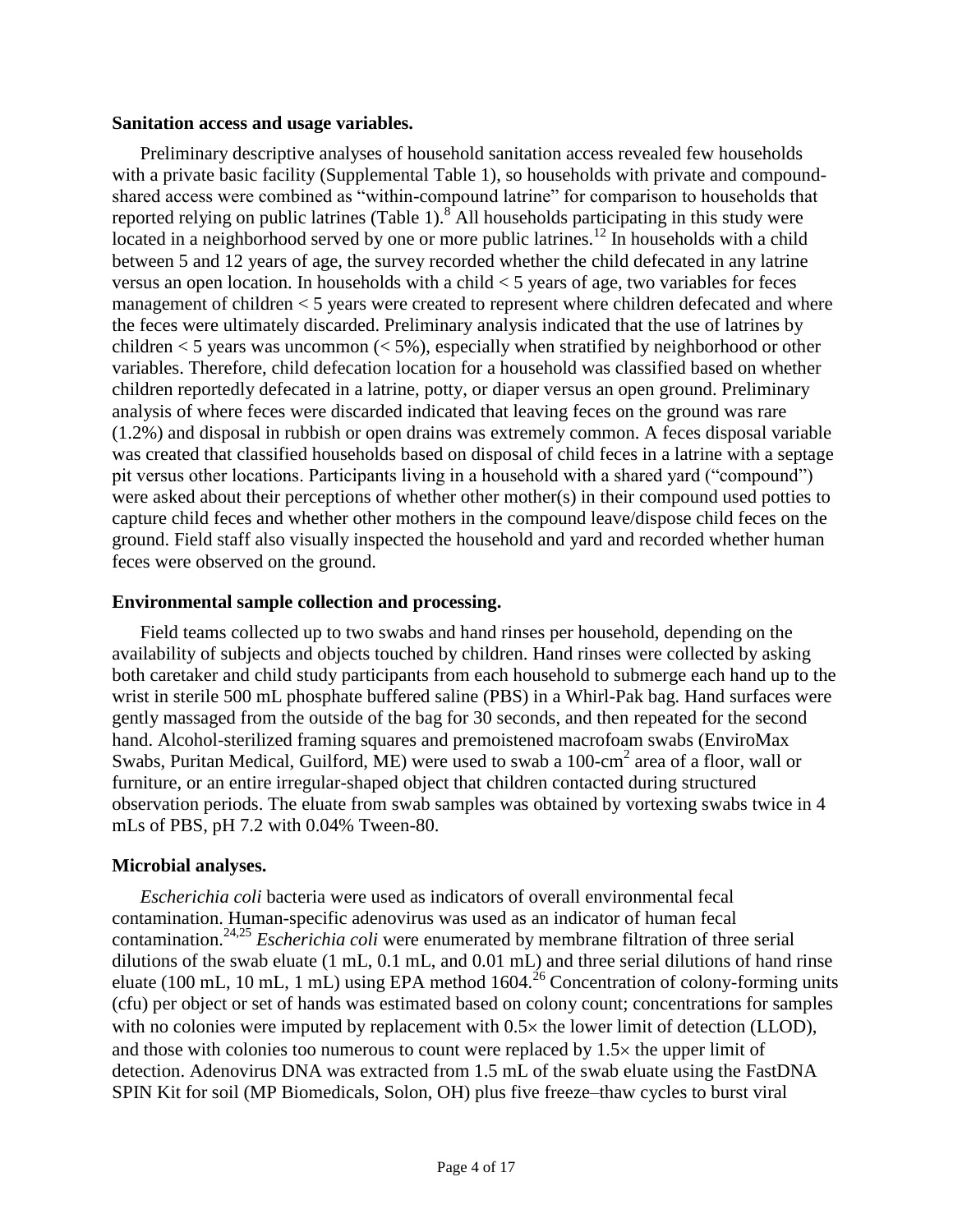**Sanitation access and usage variables.**

Preliminary descriptive analyses of household sanitation access revealed few households with a private basic facility (Supplemental Table 1), so households with private and compound-shared access were combined as "within-compound latrine" for comparison to households that reported relying on public latrines (Table 1).[8] All households participating in this study were located in a neighborhood served by one or more public latrines.[12] In households with a child between 5 and 12 years of age, the survey recorded whether the child defecated in any latrine versus an open location. In households with a child < 5 years of age, two variables for feces management of children < 5 years were created to represent where children defecated and where the feces were ultimately discarded. Preliminary analysis indicated that the use of latrines by children < 5 years was uncommon (< 5%), especially when stratified by neighborhood or other variables. Therefore, child defecation location for a household was classified based on whether children reportedly defecated in a latrine, potty, or diaper versus an open ground. Preliminary analysis of where feces were discarded indicated that leaving feces on the ground was rare (1.2%) and disposal in rubbish or open drains was extremely common. A feces disposal variable was created that classified households based on disposal of child feces in a latrine with a septage pit versus other locations. Participants living in a household with a shared yard ("compound") were asked about their perceptions of whether other mother(s) in their compound used potties to capture child feces and whether other mothers in the compound leave/dispose child feces on the ground. Field staff also visually inspected the household and yard and recorded whether human feces were observed on the ground.

**Environmental sample collection and processing.**

Field teams collected up to two swabs and hand rinses per household, depending on the availability of subjects and objects touched by children. Hand rinses were collected by asking both caretaker and child study participants from each household to submerge each hand up to the wrist in sterile 500 mL phosphate buffered saline (PBS) in a Whirl-Pak bag. Hand surfaces were gently massaged from the outside of the bag for 30 seconds, and then repeated for the second hand. Alcohol-sterilized framing squares and premoistened macrofoam swabs (EnviroMax Swabs, Puritan Medical, Guilford, ME) were used to swab a 100-$cm^2$ area of a floor, wall or furniture, or an entire irregular-shaped object that children contacted during structured observation periods. The eluate from swab samples was obtained by vortexing swabs twice in 4 mLs of PBS, pH 7.2 with 0.04% Tween-80.

**Microbial analyses.**

*Escherichia coli* bacteria were used as indicators of overall environmental fecal contamination. Human-specific adenovirus was used as an indicator of human fecal contamination.[24,25] *Escherichia coli* were enumerated by membrane filtration of three serial dilutions of the swab eluate (1 mL, 0.1 mL, and 0.01 mL) and three serial dilutions of hand rinse eluate (100 mL, 10 mL, 1 mL) using EPA method 1604.[26] Concentration of colony-forming units (cfu) per object or set of hands was estimated based on colony count; concentrations for samples with no colonies were imputed by replacement with $0.5\times$ the lower limit of detection (LLOD), and those with colonies too numerous to count were replaced by $1.5\times$ the upper limit of detection. Adenovirus DNA was extracted from 1.5 mL of the swab eluate using the FastDNA SPIN Kit for soil (MP Biomedicals, Solon, OH) plus five freeze–thaw cycles to burst viral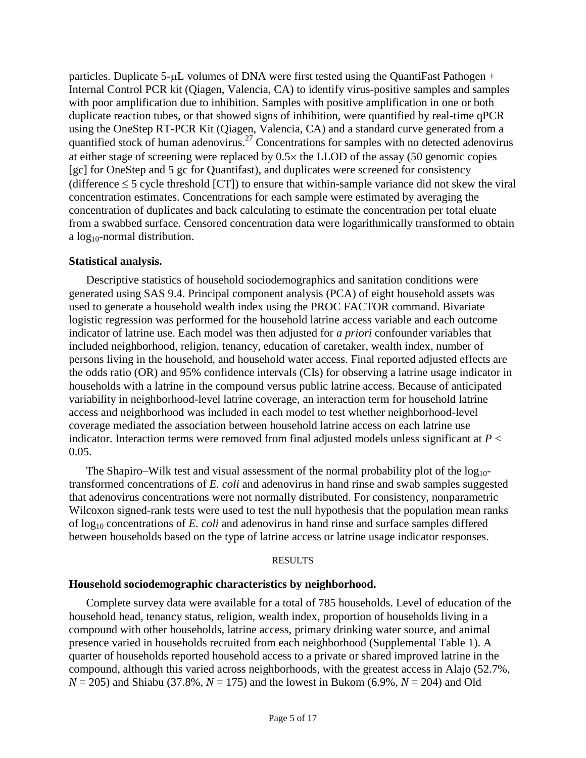particles. Duplicate 5-μL volumes of DNA were first tested using the QuantiFast Pathogen + Internal Control PCR kit (Qiagen, Valencia, CA) to identify virus-positive samples and samples with poor amplification due to inhibition. Samples with positive amplification in one or both duplicate reaction tubes, or that showed signs of inhibition, were quantified by real-time qPCR using the OneStep RT-PCR Kit (Qiagen, Valencia, CA) and a standard curve generated from a quantified stock of human adenovirus.[27] Concentrations for samples with no detected adenovirus at either stage of screening were replaced by 0.5× the LLOD of the assay (50 genomic copies [gc] for OneStep and 5 gc for Quantifast), and duplicates were screened for consistency (difference ≤ 5 cycle threshold [CT]) to ensure that within-sample variance did not skew the viral concentration estimates. Concentrations for each sample were estimated by averaging the concentration of duplicates and back calculating to estimate the concentration per total eluate from a swabbed surface. Censored concentration data were logarithmically transformed to obtain a $\log_{10}$-normal distribution.

### Statistical analysis.

Descriptive statistics of household sociodemographics and sanitation conditions were generated using SAS 9.4. Principal component analysis (PCA) of eight household assets was used to generate a household wealth index using the PROC FACTOR command. Bivariate logistic regression was performed for the household latrine access variable and each outcome indicator of latrine use. Each model was then adjusted for *a priori* confounder variables that included neighborhood, religion, tenancy, education of caretaker, wealth index, number of persons living in the household, and household water access. Final reported adjusted effects are the odds ratio (OR) and 95% confidence intervals (CIs) for observing a latrine usage indicator in households with a latrine in the compound versus public latrine access. Because of anticipated variability in neighborhood-level latrine coverage, an interaction term for household latrine access and neighborhood was included in each model to test whether neighborhood-level coverage mediated the association between household latrine access on each latrine use indicator. Interaction terms were removed from final adjusted models unless significant at $P < 0.05$.

The Shapiro–Wilk test and visual assessment of the normal probability plot of the $\log_{10}$-transformed concentrations of *E. coli* and adenovirus in hand rinse and swab samples suggested that adenovirus concentrations were not normally distributed. For consistency, nonparametric Wilcoxon signed-rank tests were used to test the null hypothesis that the population mean ranks of $\log_{10}$ concentrations of *E. coli* and adenovirus in hand rinse and surface samples differed between households based on the type of latrine access or latrine usage indicator responses.

## RESULTS

### Household sociodemographic characteristics by neighborhood.

Complete survey data were available for a total of 785 households. Level of education of the household head, tenancy status, religion, wealth index, proportion of households living in a compound with other households, latrine access, primary drinking water source, and animal presence varied in households recruited from each neighborhood (Supplemental Table 1). A quarter of households reported household access to a private or shared improved latrine in the compound, although this varied across neighborhoods, with the greatest access in Alajo (52.7%, $N = 205$) and Shiabu (37.8%, $N = 175$) and the lowest in Bukom (6.9%, $N = 204$) and Old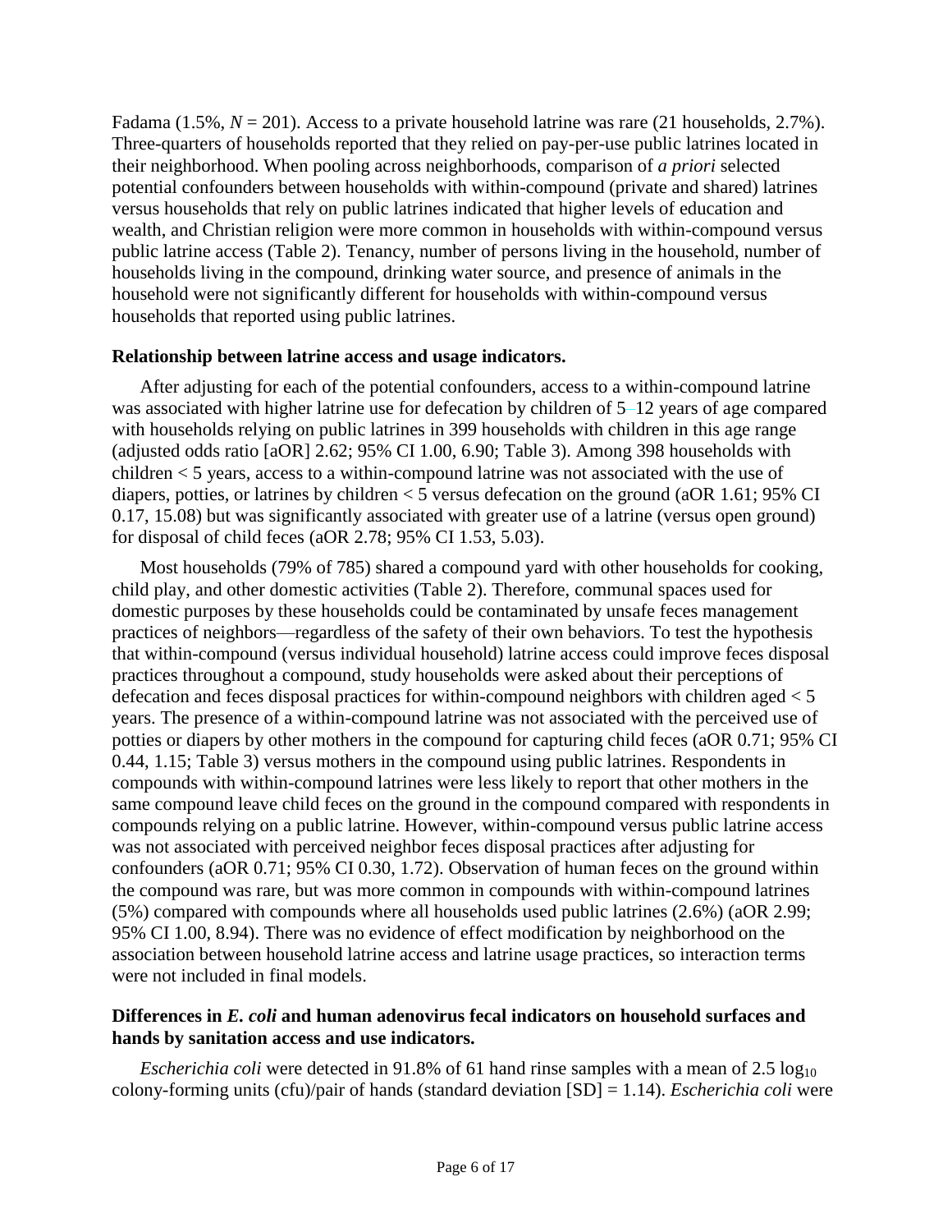Fadama (1.5%, $N = 201$). Access to a private household latrine was rare (21 households, 2.7%). Three-quarters of households reported that they relied on pay-per-use public latrines located in their neighborhood. When pooling across neighborhoods, comparison of *a priori* selected potential confounders between households with within-compound (private and shared) latrines versus households that rely on public latrines indicated that higher levels of education and wealth, and Christian religion were more common in households with within-compound versus public latrine access (Table 2). Tenancy, number of persons living in the household, number of households living in the compound, drinking water source, and presence of animals in the household were not significantly different for households with within-compound versus households that reported using public latrines.

### Relationship between latrine access and usage indicators.

After adjusting for each of the potential confounders, access to a within-compound latrine was associated with higher latrine use for defecation by children of 5–12 years of age compared with households relying on public latrines in 399 households with children in this age range (adjusted odds ratio [aOR] 2.62; 95% CI 1.00, 6.90; Table 3). Among 398 households with children < 5 years, access to a within-compound latrine was not associated with the use of diapers, potties, or latrines by children < 5 versus defecation on the ground (aOR 1.61; 95% CI 0.17, 15.08) but was significantly associated with greater use of a latrine (versus open ground) for disposal of child feces (aOR 2.78; 95% CI 1.53, 5.03).

Most households (79% of 785) shared a compound yard with other households for cooking, child play, and other domestic activities (Table 2). Therefore, communal spaces used for domestic purposes by these households could be contaminated by unsafe feces management practices of neighbors—regardless of the safety of their own behaviors. To test the hypothesis that within-compound (versus individual household) latrine access could improve feces disposal practices throughout a compound, study households were asked about their perceptions of defecation and feces disposal practices for within-compound neighbors with children aged < 5 years. The presence of a within-compound latrine was not associated with the perceived use of potties or diapers by other mothers in the compound for capturing child feces (aOR 0.71; 95% CI 0.44, 1.15; Table 3) versus mothers in the compound using public latrines. Respondents in compounds with within-compound latrines were less likely to report that other mothers in the same compound leave child feces on the ground in the compound compared with respondents in compounds relying on a public latrine. However, within-compound versus public latrine access was not associated with perceived neighbor feces disposal practices after adjusting for confounders (aOR 0.71; 95% CI 0.30, 1.72). Observation of human feces on the ground within the compound was rare, but was more common in compounds with within-compound latrines (5%) compared with compounds where all households used public latrines (2.6%) (aOR 2.99; 95% CI 1.00, 8.94). There was no evidence of effect modification by neighborhood on the association between household latrine access and latrine usage practices, so interaction terms were not included in final models.

### Differences in *E. coli* and human adenovirus fecal indicators on household surfaces and hands by sanitation access and use indicators.

*Escherichia coli* were detected in 91.8% of 61 hand rinse samples with a mean of 2.5 $\log_{10}$ colony-forming units (cfu)/pair of hands (standard deviation [SD] = 1.14). *Escherichia coli* were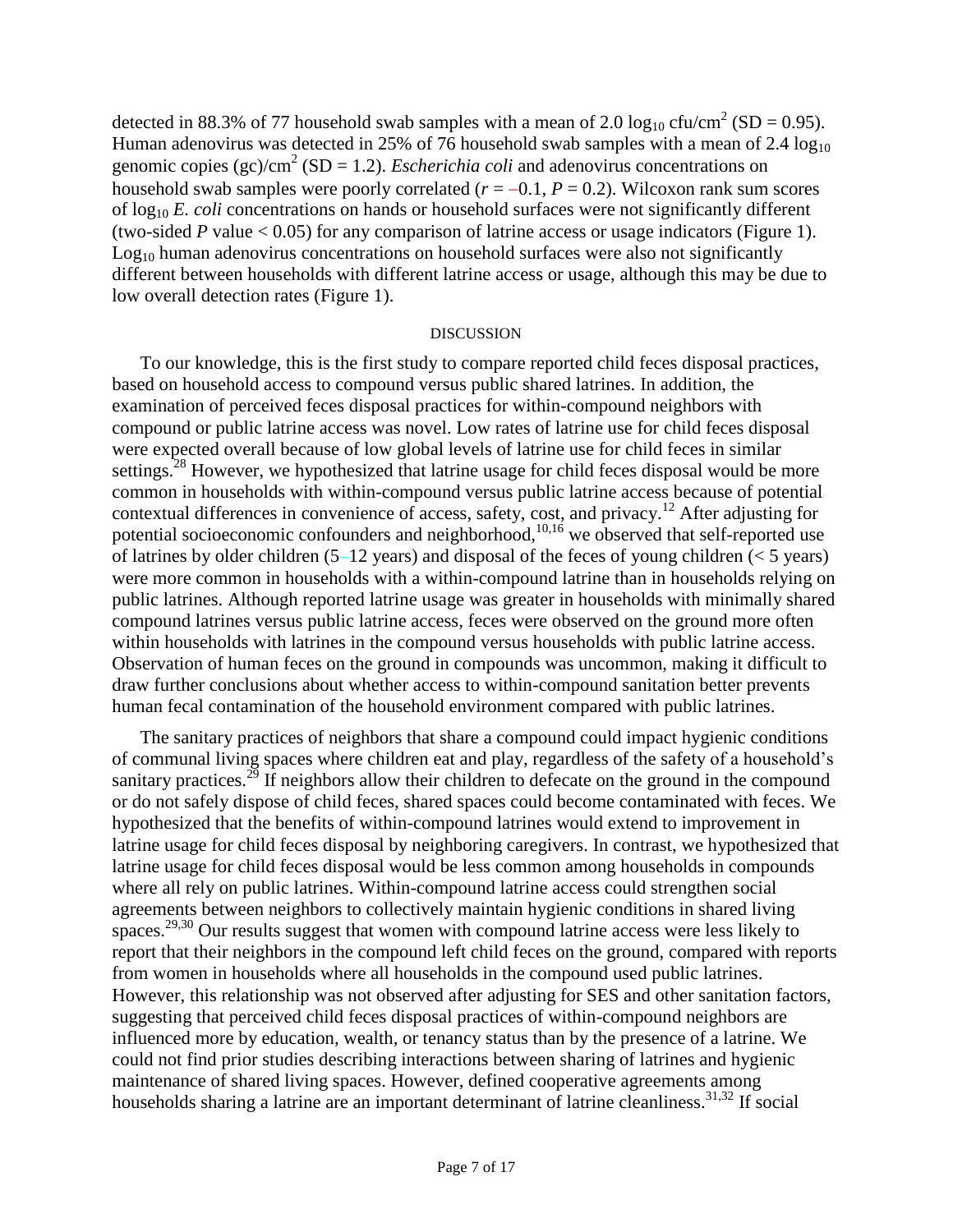detected in 88.3% of 77 household swab samples with a mean of 2.0 $\log_{10}$ cfu/cm$^2$ (SD = 0.95). Human adenovirus was detected in 25% of 76 household swab samples with a mean of 2.4 $\log_{10}$ genomic copies (gc)/cm$^2$ (SD = 1.2). *Escherichia coli* and adenovirus concentrations on household swab samples were poorly correlated ($r = -0.1$, $P = 0.2$). Wilcoxon rank sum scores of $\log_{10}$ *E. coli* concentrations on hands or household surfaces were not significantly different (two-sided $P$ value < 0.05) for any comparison of latrine access or usage indicators (Figure 1). $\text{Log}_{10}$ human adenovirus concentrations on household surfaces were also not significantly different between households with different latrine access or usage, although this may be due to low overall detection rates (Figure 1).

## DISCUSSION

To our knowledge, this is the first study to compare reported child feces disposal practices, based on household access to compound versus public shared latrines. In addition, the examination of perceived feces disposal practices for within-compound neighbors with compound or public latrine access was novel. Low rates of latrine use for child feces disposal were expected overall because of low global levels of latrine use for child feces in similar settings.[28] However, we hypothesized that latrine usage for child feces disposal would be more common in households with within-compound versus public latrine access because of potential contextual differences in convenience of access, safety, cost, and privacy.[12] After adjusting for potential socioeconomic confounders and neighborhood,[10,16] we observed that self-reported use of latrines by older children (5–12 years) and disposal of the feces of young children (< 5 years) were more common in households with a within-compound latrine than in households relying on public latrines. Although reported latrine usage was greater in households with minimally shared compound latrines versus public latrine access, feces were observed on the ground more often within households with latrines in the compound versus households with public latrine access. Observation of human feces on the ground in compounds was uncommon, making it difficult to draw further conclusions about whether access to within-compound sanitation better prevents human fecal contamination of the household environment compared with public latrines.

The sanitary practices of neighbors that share a compound could impact hygienic conditions of communal living spaces where children eat and play, regardless of the safety of a household's sanitary practices.[29] If neighbors allow their children to defecate on the ground in the compound or do not safely dispose of child feces, shared spaces could become contaminated with feces. We hypothesized that the benefits of within-compound latrines would extend to improvement in latrine usage for child feces disposal by neighboring caregivers. In contrast, we hypothesized that latrine usage for child feces disposal would be less common among households in compounds where all rely on public latrines. Within-compound latrine access could strengthen social agreements between neighbors to collectively maintain hygienic conditions in shared living spaces.[29,30] Our results suggest that women with compound latrine access were less likely to report that their neighbors in the compound left child feces on the ground, compared with reports from women in households where all households in the compound used public latrines. However, this relationship was not observed after adjusting for SES and other sanitation factors, suggesting that perceived child feces disposal practices of within-compound neighbors are influenced more by education, wealth, or tenancy status than by the presence of a latrine. We could not find prior studies describing interactions between sharing of latrines and hygienic maintenance of shared living spaces. However, defined cooperative agreements among households sharing a latrine are an important determinant of latrine cleanliness.[31,32] If social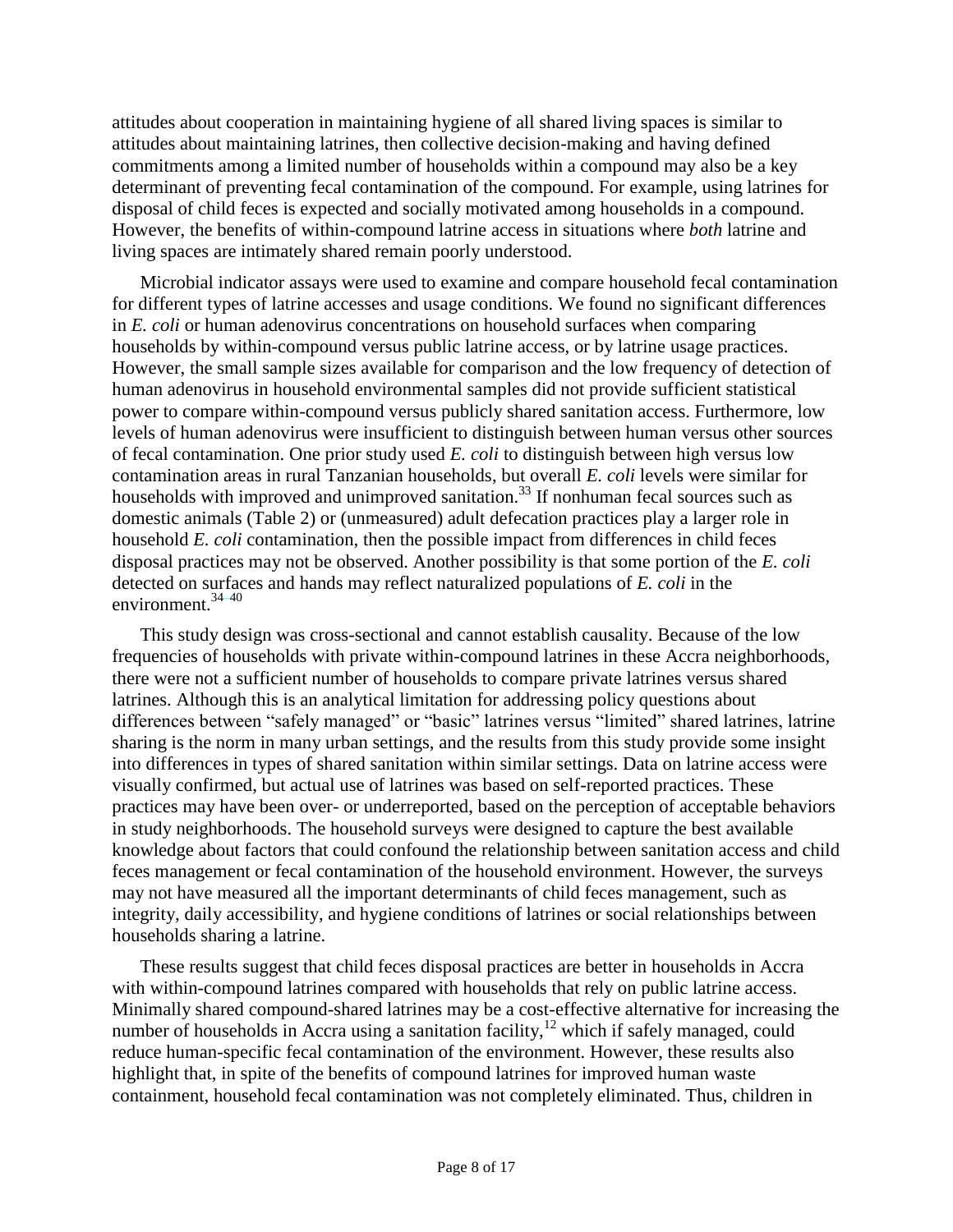attitudes about cooperation in maintaining hygiene of all shared living spaces is similar to attitudes about maintaining latrines, then collective decision-making and having defined commitments among a limited number of households within a compound may also be a key determinant of preventing fecal contamination of the compound. For example, using latrines for disposal of child feces is expected and socially motivated among households in a compound. However, the benefits of within-compound latrine access in situations where *both* latrine and living spaces are intimately shared remain poorly understood.

Microbial indicator assays were used to examine and compare household fecal contamination for different types of latrine accesses and usage conditions. We found no significant differences in *E. coli* or human adenovirus concentrations on household surfaces when comparing households by within-compound versus public latrine access, or by latrine usage practices. However, the small sample sizes available for comparison and the low frequency of detection of human adenovirus in household environmental samples did not provide sufficient statistical power to compare within-compound versus publicly shared sanitation access. Furthermore, low levels of human adenovirus were insufficient to distinguish between human versus other sources of fecal contamination. One prior study used *E. coli* to distinguish between high versus low contamination areas in rural Tanzanian households, but overall *E. coli* levels were similar for households with improved and unimproved sanitation.[33] If nonhuman fecal sources such as domestic animals (Table 2) or (unmeasured) adult defecation practices play a larger role in household *E. coli* contamination, then the possible impact from differences in child feces disposal practices may not be observed. Another possibility is that some portion of the *E. coli* detected on surfaces and hands may reflect naturalized populations of *E. coli* in the environment.[34–40]

This study design was cross-sectional and cannot establish causality. Because of the low frequencies of households with private within-compound latrines in these Accra neighborhoods, there were not a sufficient number of households to compare private latrines versus shared latrines. Although this is an analytical limitation for addressing policy questions about differences between "safely managed" or "basic" latrines versus "limited" shared latrines, latrine sharing is the norm in many urban settings, and the results from this study provide some insight into differences in types of shared sanitation within similar settings. Data on latrine access were visually confirmed, but actual use of latrines was based on self-reported practices. These practices may have been over- or underreported, based on the perception of acceptable behaviors in study neighborhoods. The household surveys were designed to capture the best available knowledge about factors that could confound the relationship between sanitation access and child feces management or fecal contamination of the household environment. However, the surveys may not have measured all the important determinants of child feces management, such as integrity, daily accessibility, and hygiene conditions of latrines or social relationships between households sharing a latrine.

These results suggest that child feces disposal practices are better in households in Accra with within-compound latrines compared with households that rely on public latrine access. Minimally shared compound-shared latrines may be a cost-effective alternative for increasing the number of households in Accra using a sanitation facility,[12] which if safely managed, could reduce human-specific fecal contamination of the environment. However, these results also highlight that, in spite of the benefits of compound latrines for improved human waste containment, household fecal contamination was not completely eliminated. Thus, children in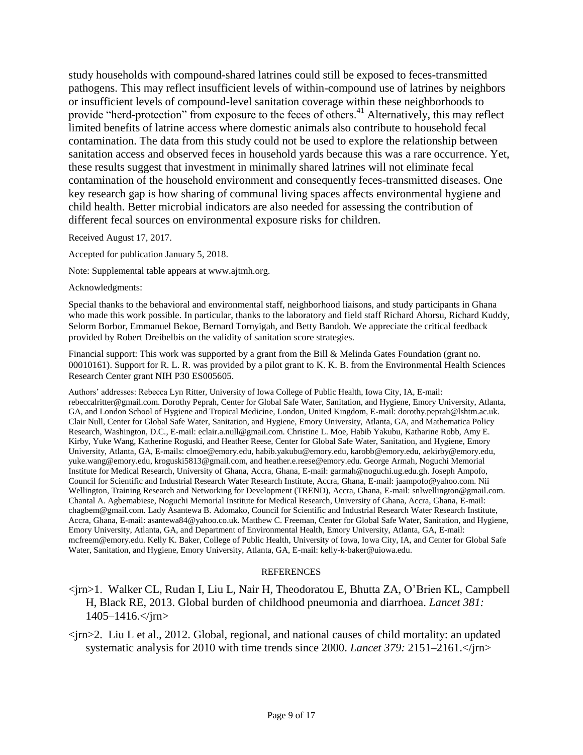study households with compound-shared latrines could still be exposed to feces-transmitted pathogens. This may reflect insufficient levels of within-compound use of latrines by neighbors or insufficient levels of compound-level sanitation coverage within these neighborhoods to provide "herd-protection" from exposure to the feces of others.[41] Alternatively, this may reflect limited benefits of latrine access where domestic animals also contribute to household fecal contamination. The data from this study could not be used to explore the relationship between sanitation access and observed feces in household yards because this was a rare occurrence. Yet, these results suggest that investment in minimally shared latrines will not eliminate fecal contamination of the household environment and consequently feces-transmitted diseases. One key research gap is how sharing of communal living spaces affects environmental hygiene and child health. Better microbial indicators are also needed for assessing the contribution of different fecal sources on environmental exposure risks for children.

Received August 17, 2017.

Accepted for publication January 5, 2018.

Note: Supplemental table appears at www.ajtmh.org.

Acknowledgments:

Special thanks to the behavioral and environmental staff, neighborhood liaisons, and study participants in Ghana who made this work possible. In particular, thanks to the laboratory and field staff Richard Ahorsu, Richard Kuddy, Selorm Borbor, Emmanuel Bekoe, Bernard Tornyigah, and Betty Bandoh. We appreciate the critical feedback provided by Robert Dreibelbis on the validity of sanitation score strategies.

Financial support: This work was supported by a grant from the Bill & Melinda Gates Foundation (grant no. 00010161). Support for R. L. R. was provided by a pilot grant to K. K. B. from the Environmental Health Sciences Research Center grant NIH P30 ES005605.

Authors' addresses: Rebecca Lyn Ritter, University of Iowa College of Public Health, Iowa City, IA, E-mail: rebeccalritter@gmail.com. Dorothy Peprah, Center for Global Safe Water, Sanitation, and Hygiene, Emory University, Atlanta, GA, and London School of Hygiene and Tropical Medicine, London, United Kingdom, E-mail: dorothy.peprah@lshtm.ac.uk. Clair Null, Center for Global Safe Water, Sanitation, and Hygiene, Emory University, Atlanta, GA, and Mathematica Policy Research, Washington, D.C., E-mail: eclair.a.null@gmail.com. Christine L. Moe, Habib Yakubu, Katharine Robb, Amy E. Kirby, Yuke Wang, Katherine Roguski, and Heather Reese, Center for Global Safe Water, Sanitation, and Hygiene, Emory University, Atlanta, GA, E-mails: clmoe@emory.edu, habib.yakubu@emory.edu, karobb@emory.edu, aekirby@emory.edu, yuke.wang@emory.edu, kroguski5813@gmail.com, and heather.e.reese@emory.edu. George Armah, Noguchi Memorial Institute for Medical Research, University of Ghana, Accra, Ghana, E-mail: garmah@noguchi.ug.edu.gh. Joseph Ampofo, Council for Scientific and Industrial Research Water Research Institute, Accra, Ghana, E-mail: jaampofo@yahoo.com. Nii Wellington, Training Research and Networking for Development (TREND), Accra, Ghana, E-mail: snlwellington@gmail.com. Chantal A. Agbemabiese, Noguchi Memorial Institute for Medical Research, University of Ghana, Accra, Ghana, E-mail: chagbem@gmail.com. Lady Asantewa B. Adomako, Council for Scientific and Industrial Research Water Research Institute, Accra, Ghana, E-mail: asantewa84@yahoo.co.uk. Matthew C. Freeman, Center for Global Safe Water, Sanitation, and Hygiene, Emory University, Atlanta, GA, and Department of Environmental Health, Emory University, Atlanta, GA, E-mail: mcfreem@emory.edu. Kelly K. Baker, College of Public Health, University of Iowa, Iowa City, IA, and Center for Global Safe Water, Sanitation, and Hygiene, Emory University, Atlanta, GA, E-mail: kelly-k-baker@uiowa.edu.

## REFERENCES

<jrn>1. Walker CL, Rudan I, Liu L, Nair H, Theodoratou E, Bhutta ZA, O'Brien KL, Campbell H, Black RE, 2013. Global burden of childhood pneumonia and diarrhoea. *Lancet 381:* 1405–1416.</jrn>

<jrn>2. Liu L et al., 2012. Global, regional, and national causes of child mortality: an updated systematic analysis for 2010 with time trends since 2000. *Lancet 379:* 2151–2161.</jrn>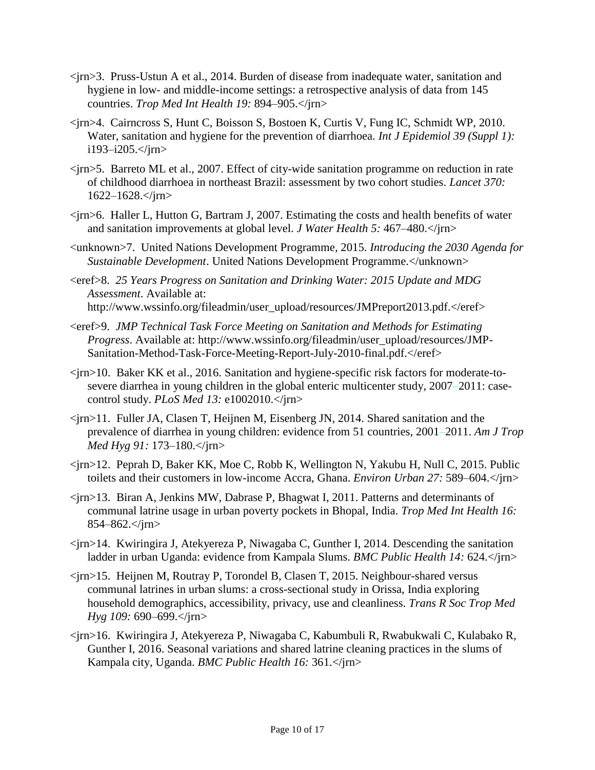<jrn>3. Pruss-Ustun A et al., 2014. Burden of disease from inadequate water, sanitation and hygiene in low- and middle-income settings: a retrospective analysis of data from 145 countries. *Trop Med Int Health 19:* 894–905.</jrn>

<jrn>4. Cairncross S, Hunt C, Boisson S, Bostoen K, Curtis V, Fung IC, Schmidt WP, 2010. Water, sanitation and hygiene for the prevention of diarrhoea. *Int J Epidemiol 39 (Suppl 1):* i193–i205.</jrn>

<jrn>5. Barreto ML et al., 2007. Effect of city-wide sanitation programme on reduction in rate of childhood diarrhoea in northeast Brazil: assessment by two cohort studies. *Lancet 370:* 1622–1628.</jrn>

<jrn>6. Haller L, Hutton G, Bartram J, 2007. Estimating the costs and health benefits of water and sanitation improvements at global level. *J Water Health 5:* 467–480.</jrn>

<unknown>7. United Nations Development Programme, 2015. *Introducing the 2030 Agenda for Sustainable Development*. United Nations Development Programme.</unknown>

<eref>8. *25 Years Progress on Sanitation and Drinking Water: 2015 Update and MDG Assessment*. Available at: http://www.wssinfo.org/fileadmin/user_upload/resources/JMPreport2013.pdf.</eref>

<eref>9. *JMP Technical Task Force Meeting on Sanitation and Methods for Estimating Progress*. Available at: http://www.wssinfo.org/fileadmin/user_upload/resources/JMP-Sanitation-Method-Task-Force-Meeting-Report-July-2010-final.pdf.</eref>

<jrn>10. Baker KK et al., 2016. Sanitation and hygiene-specific risk factors for moderate-to-severe diarrhea in young children in the global enteric multicenter study, 2007–2011: case-control study. *PLoS Med 13:* e1002010.</jrn>

<jrn>11. Fuller JA, Clasen T, Heijnen M, Eisenberg JN, 2014. Shared sanitation and the prevalence of diarrhea in young children: evidence from 51 countries, 2001–2011. *Am J Trop Med Hyg 91:* 173–180.</jrn>

<jrn>12. Peprah D, Baker KK, Moe C, Robb K, Wellington N, Yakubu H, Null C, 2015. Public toilets and their customers in low-income Accra, Ghana. *Environ Urban 27:* 589–604.</jrn>

<jrn>13. Biran A, Jenkins MW, Dabrase P, Bhagwat I, 2011. Patterns and determinants of communal latrine usage in urban poverty pockets in Bhopal, India. *Trop Med Int Health 16:* 854–862.</jrn>

<jrn>14. Kwiringira J, Atekyereza P, Niwagaba C, Gunther I, 2014. Descending the sanitation ladder in urban Uganda: evidence from Kampala Slums. *BMC Public Health 14:* 624.</jrn>

<jrn>15. Heijnen M, Routray P, Torondel B, Clasen T, 2015. Neighbour-shared versus communal latrines in urban slums: a cross-sectional study in Orissa, India exploring household demographics, accessibility, privacy, use and cleanliness. *Trans R Soc Trop Med Hyg 109:* 690–699.</jrn>

<jrn>16. Kwiringira J, Atekyereza P, Niwagaba C, Kabumbuli R, Rwabukwali C, Kulabako R, Gunther I, 2016. Seasonal variations and shared latrine cleaning practices in the slums of Kampala city, Uganda. *BMC Public Health 16:* 361.</jrn>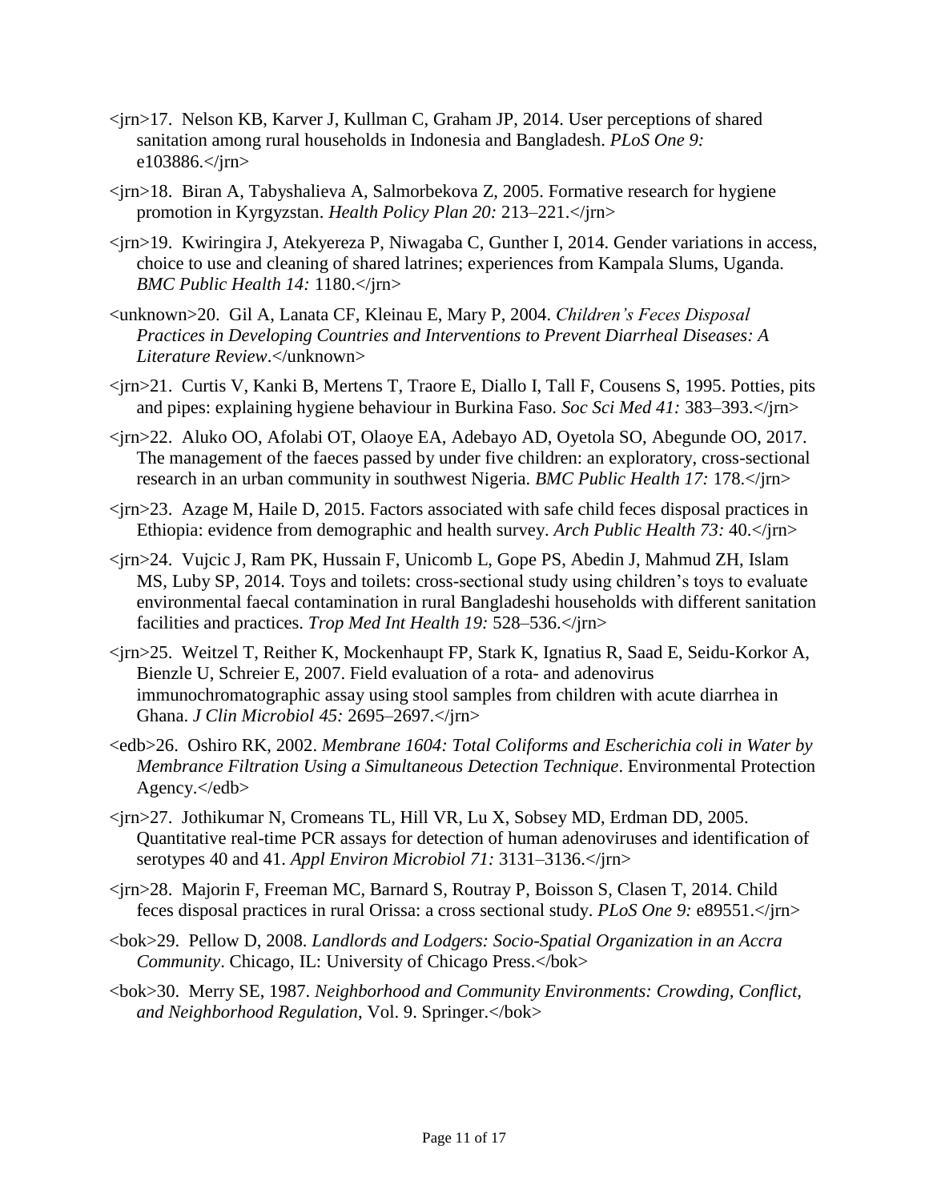<jrn>17. Nelson KB, Karver J, Kullman C, Graham JP, 2014. User perceptions of shared sanitation among rural households in Indonesia and Bangladesh. *PLoS One 9:* e103886.</jrn>

<jrn>18. Biran A, Tabyshalieva A, Salmorbekova Z, 2005. Formative research for hygiene promotion in Kyrgyzstan. *Health Policy Plan 20:* 213–221.</jrn>

<jrn>19. Kwiringira J, Atekyereza P, Niwagaba C, Gunther I, 2014. Gender variations in access, choice to use and cleaning of shared latrines; experiences from Kampala Slums, Uganda. *BMC Public Health 14:* 1180.</jrn>

<unknown>20. Gil A, Lanata CF, Kleinau E, Mary P, 2004. *Children's Feces Disposal Practices in Developing Countries and Interventions to Prevent Diarrheal Diseases: A Literature Review*.</unknown>

<jrn>21. Curtis V, Kanki B, Mertens T, Traore E, Diallo I, Tall F, Cousens S, 1995. Potties, pits and pipes: explaining hygiene behaviour in Burkina Faso. *Soc Sci Med 41:* 383–393.</jrn>

<jrn>22. Aluko OO, Afolabi OT, Olaoye EA, Adebayo AD, Oyetola SO, Abegunde OO, 2017. The management of the faeces passed by under five children: an exploratory, cross-sectional research in an urban community in southwest Nigeria. *BMC Public Health 17:* 178.</jrn>

<jrn>23. Azage M, Haile D, 2015. Factors associated with safe child feces disposal practices in Ethiopia: evidence from demographic and health survey. *Arch Public Health 73:* 40.</jrn>

<jrn>24. Vujcic J, Ram PK, Hussain F, Unicomb L, Gope PS, Abedin J, Mahmud ZH, Islam MS, Luby SP, 2014. Toys and toilets: cross-sectional study using children's toys to evaluate environmental faecal contamination in rural Bangladeshi households with different sanitation facilities and practices. *Trop Med Int Health 19:* 528–536.</jrn>

<jrn>25. Weitzel T, Reither K, Mockenhaupt FP, Stark K, Ignatius R, Saad E, Seidu-Korkor A, Bienzle U, Schreier E, 2007. Field evaluation of a rota- and adenovirus immunochromatographic assay using stool samples from children with acute diarrhea in Ghana. *J Clin Microbiol 45:* 2695–2697.</jrn>

<edb>26. Oshiro RK, 2002. *Membrane 1604: Total Coliforms and Escherichia coli in Water by Membrance Filtration Using a Simultaneous Detection Technique*. Environmental Protection Agency.</edb>

<jrn>27. Jothikumar N, Cromeans TL, Hill VR, Lu X, Sobsey MD, Erdman DD, 2005. Quantitative real-time PCR assays for detection of human adenoviruses and identification of serotypes 40 and 41. *Appl Environ Microbiol 71:* 3131–3136.</jrn>

<jrn>28. Majorin F, Freeman MC, Barnard S, Routray P, Boisson S, Clasen T, 2014. Child feces disposal practices in rural Orissa: a cross sectional study. *PLoS One 9:* e89551.</jrn>

<bok>29. Pellow D, 2008. *Landlords and Lodgers: Socio-Spatial Organization in an Accra Community*. Chicago, IL: University of Chicago Press.</bok>

<bok>30. Merry SE, 1987. *Neighborhood and Community Environments: Crowding, Conflict, and Neighborhood Regulation*, Vol. 9. Springer.</bok>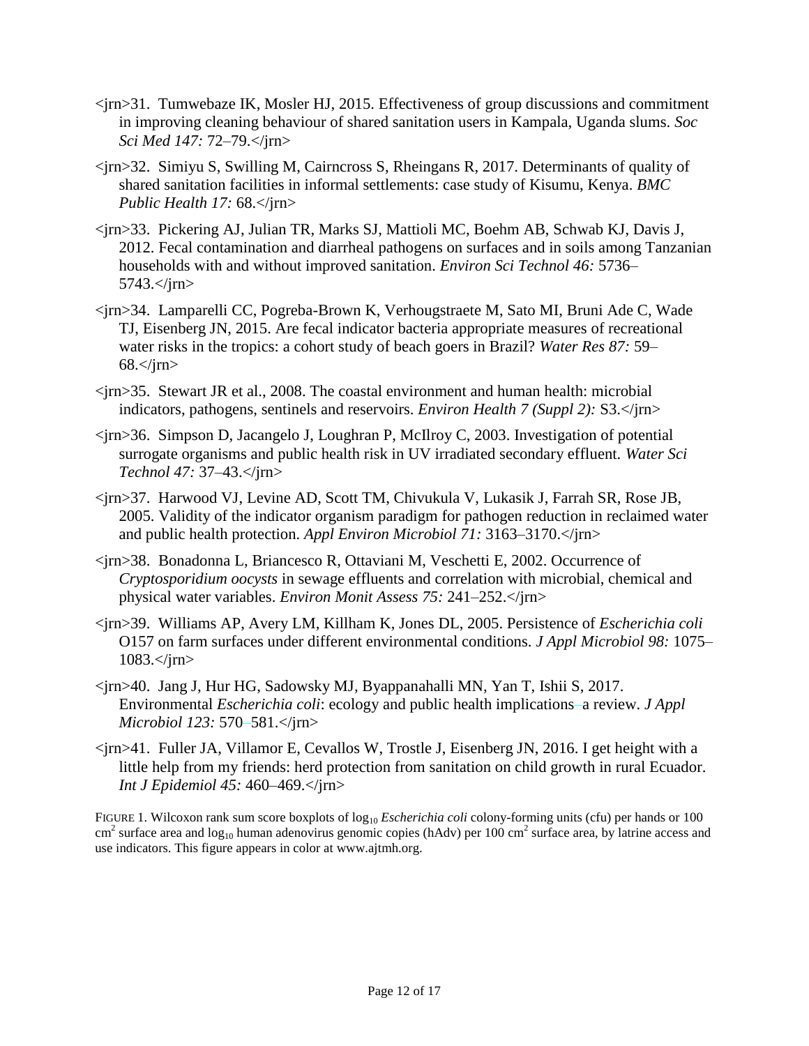<jrn>31. Tumwebaze IK, Mosler HJ, 2015. Effectiveness of group discussions and commitment in improving cleaning behaviour of shared sanitation users in Kampala, Uganda slums. *Soc Sci Med 147:* 72–79.</jrn>

<jrn>32. Simiyu S, Swilling M, Cairncross S, Rheingans R, 2017. Determinants of quality of shared sanitation facilities in informal settlements: case study of Kisumu, Kenya. *BMC Public Health 17:* 68.</jrn>

<jrn>33. Pickering AJ, Julian TR, Marks SJ, Mattioli MC, Boehm AB, Schwab KJ, Davis J, 2012. Fecal contamination and diarrheal pathogens on surfaces and in soils among Tanzanian households with and without improved sanitation. *Environ Sci Technol 46:* 5736–5743.</jrn>

<jrn>34. Lamparelli CC, Pogreba-Brown K, Verhougstraete M, Sato MI, Bruni Ade C, Wade TJ, Eisenberg JN, 2015. Are fecal indicator bacteria appropriate measures of recreational water risks in the tropics: a cohort study of beach goers in Brazil? *Water Res 87:* 59–68.</jrn>

<jrn>35. Stewart JR et al., 2008. The coastal environment and human health: microbial indicators, pathogens, sentinels and reservoirs. *Environ Health 7 (Suppl 2):* S3.</jrn>

<jrn>36. Simpson D, Jacangelo J, Loughran P, McIlroy C, 2003. Investigation of potential surrogate organisms and public health risk in UV irradiated secondary effluent. *Water Sci Technol 47:* 37–43.</jrn>

<jrn>37. Harwood VJ, Levine AD, Scott TM, Chivukula V, Lukasik J, Farrah SR, Rose JB, 2005. Validity of the indicator organism paradigm for pathogen reduction in reclaimed water and public health protection. *Appl Environ Microbiol 71:* 3163–3170.</jrn>

<jrn>38. Bonadonna L, Briancesco R, Ottaviani M, Veschetti E, 2002. Occurrence of *Cryptosporidium oocysts* in sewage effluents and correlation with microbial, chemical and physical water variables. *Environ Monit Assess 75:* 241–252.</jrn>

<jrn>39. Williams AP, Avery LM, Killham K, Jones DL, 2005. Persistence of *Escherichia coli* O157 on farm surfaces under different environmental conditions. *J Appl Microbiol 98:* 1075–1083.</jrn>

<jrn>40. Jang J, Hur HG, Sadowsky MJ, Byappanahalli MN, Yan T, Ishii S, 2017. Environmental *Escherichia coli*: ecology and public health implications–a review. *J Appl Microbiol 123:* 570–581.</jrn>

<jrn>41. Fuller JA, Villamor E, Cevallos W, Trostle J, Eisenberg JN, 2016. I get height with a little help from my friends: herd protection from sanitation on child growth in rural Ecuador. *Int J Epidemiol 45:* 460–469.</jrn>

FIGURE 1. Wilcoxon rank sum score boxplots of $\log_{10}$ *Escherichia coli* colony-forming units (cfu) per hands or 100 $cm^2$ surface area and $\log_{10}$ human adenovirus genomic copies (hAdv) per 100 $cm^2$ surface area, by latrine access and use indicators. This figure appears in color at www.ajtmh.org.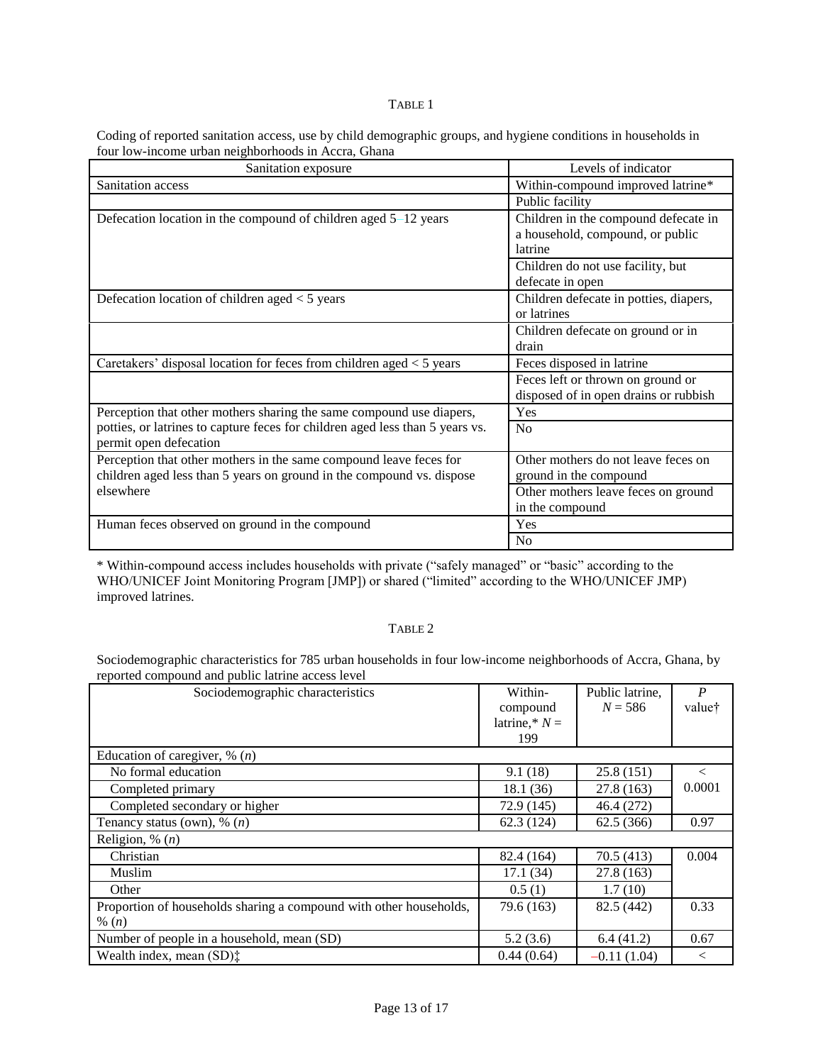TABLE 1

Coding of reported sanitation access, use by child demographic groups, and hygiene conditions in households in four low-income urban neighborhoods in Accra, Ghana

| Sanitation exposure | Levels of indicator |
| --- | --- |
| Sanitation access | Within-compound improved latrine* |
| | Public facility |
| Defecation location in the compound of children aged 5–12 years | Children in the compound defecate in a household, compound, or public latrine |
| | Children do not use facility, but defecate in open |
| Defecation location of children aged < 5 years | Children defecate in potties, diapers, or latrines |
| | Children defecate on ground or in drain |
| Caretakers' disposal location for feces from children aged < 5 years | Feces disposed in latrine |
| | Feces left or thrown on ground or disposed of in open drains or rubbish |
| Perception that other mothers sharing the same compound use diapers, potties, or latrines to capture feces for children aged less than 5 years vs. permit open defecation | Yes |
| | No |
| Perception that other mothers in the same compound leave feces for children aged less than 5 years on ground in the compound vs. dispose elsewhere | Other mothers do not leave feces on ground in the compound |
| | Other mothers leave feces on ground in the compound |
| Human feces observed on ground in the compound | Yes |
| | No |

\* Within-compound access includes households with private ("safely managed" or "basic" according to the WHO/UNICEF Joint Monitoring Program [JMP]) or shared ("limited" according to the WHO/UNICEF JMP) improved latrines.

TABLE 2

Sociodemographic characteristics for 785 urban households in four low-income neighborhoods of Accra, Ghana, by reported compound and public latrine access level

| Sociodemographic characteristics | Within-compound latrine,* $N$ = 199 | Public latrine, $N$ = 586 | $P$ value† |
| --- | --- | --- | --- |
| Education of caregiver, % ($n$) | | | |
| No formal education | 9.1 (18) | 25.8 (151) | < 0.0001 |
| Completed primary | 18.1 (36) | 27.8 (163) | |
| Completed secondary or higher | 72.9 (145) | 46.4 (272) | |
| Tenancy status (own), % ($n$) | 62.3 (124) | 62.5 (366) | 0.97 |
| Religion, % ($n$) | | | |
| Christian | 82.4 (164) | 70.5 (413) | 0.004 |
| Muslim | 17.1 (34) | 27.8 (163) | |
| Other | 0.5 (1) | 1.7 (10) | |
| Proportion of households sharing a compound with other households, % ($n$) | 79.6 (163) | 82.5 (442) | 0.33 |
| Number of people in a household, mean (SD) | 5.2 (3.6) | 6.4 (41.2) | 0.67 |
| Wealth index, mean (SD)‡ | 0.44 (0.64) | −0.11 (1.04) | < |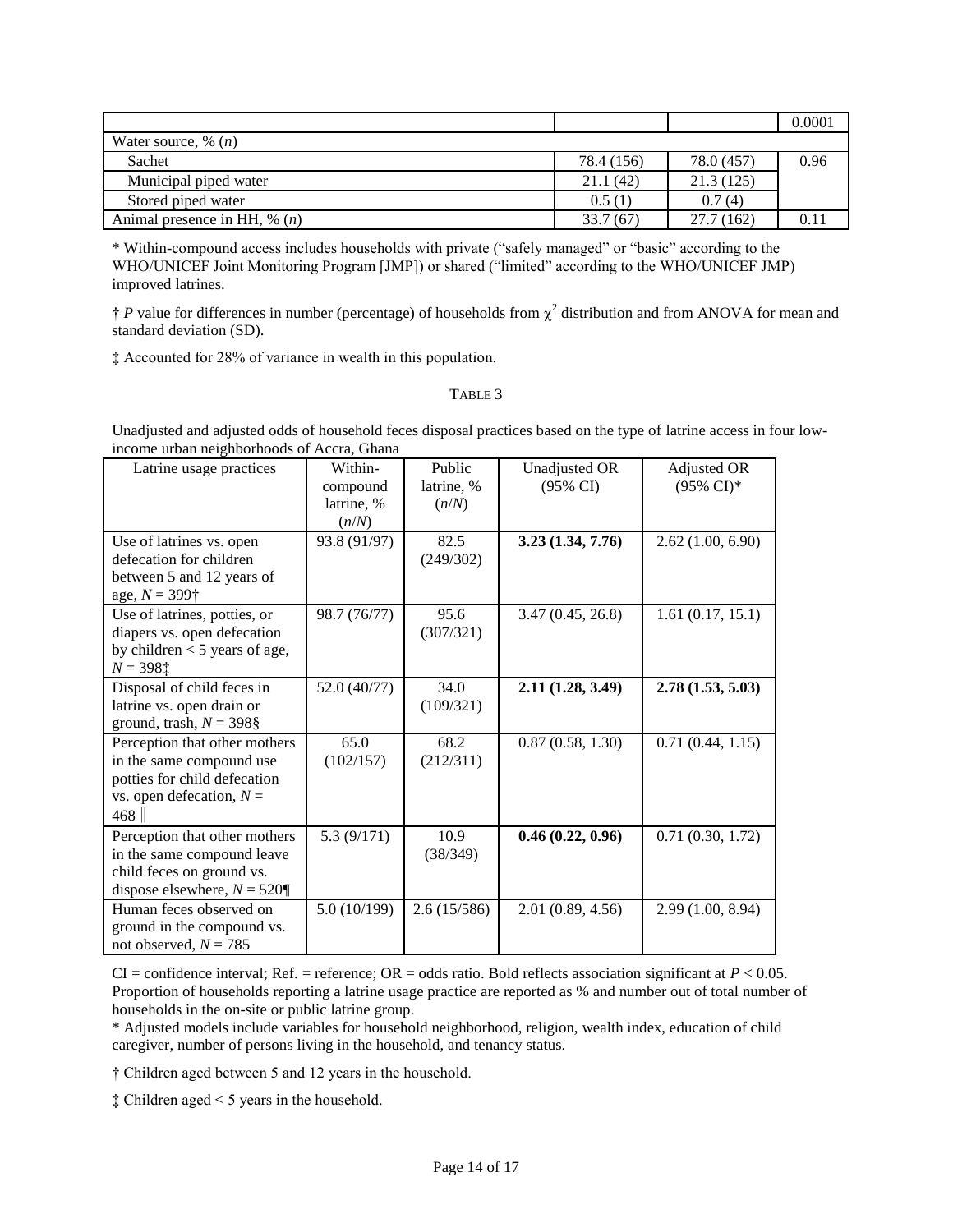| | | | 0.0001 |
|---|---|---|---|
| Water source, % (*n*) | | | |
| Sachet | 78.4 (156) | 78.0 (457) | 0.96 |
| Municipal piped water | 21.1 (42) | 21.3 (125) | |
| Stored piped water | 0.5 (1) | 0.7 (4) | |
| Animal presence in HH, % (*n*) | 33.7 (67) | 27.7 (162) | 0.11 |

* Within-compound access includes households with private ("safely managed" or "basic" according to the WHO/UNICEF Joint Monitoring Program [JMP]) or shared ("limited" according to the WHO/UNICEF JMP) improved latrines.

† *P* value for differences in number (percentage) of households from $\chi^2$ distribution and from ANOVA for mean and standard deviation (SD).

‡ Accounted for 28% of variance in wealth in this population.

TABLE 3

Unadjusted and adjusted odds of household feces disposal practices based on the type of latrine access in four low-income urban neighborhoods of Accra, Ghana

| Latrine usage practices | Within-compound latrine, % (*n*/*N*) | Public latrine, % (*n*/*N*) | Unadjusted OR (95% CI) | Adjusted OR (95% CI)* |
|---|---|---|---|---|
| Use of latrines vs. open defecation for children between 5 and 12 years of age, *N* = 399† | 93.8 (91/97) | 82.5 (249/302) | **3.23 (1.34, 7.76)** | 2.62 (1.00, 6.90) |
| Use of latrines, potties, or diapers vs. open defecation by children < 5 years of age, *N* = 398‡ | 98.7 (76/77) | 95.6 (307/321) | 3.47 (0.45, 26.8) | 1.61 (0.17, 15.1) |
| Disposal of child feces in latrine vs. open drain or ground, trash, *N* = 398§ | 52.0 (40/77) | 34.0 (109/321) | **2.11 (1.28, 3.49)** | **2.78 (1.53, 5.03)** |
| Perception that other mothers in the same compound use potties for child defecation vs. open defecation, *N* = 468 ‖ | 65.0 (102/157) | 68.2 (212/311) | 0.87 (0.58, 1.30) | 0.71 (0.44, 1.15) |
| Perception that other mothers in the same compound leave child feces on ground vs. dispose elsewhere, *N* = 520¶ | 5.3 (9/171) | 10.9 (38/349) | **0.46 (0.22, 0.96)** | 0.71 (0.30, 1.72) |
| Human feces observed on ground in the compound vs. not observed, *N* = 785 | 5.0 (10/199) | 2.6 (15/586) | 2.01 (0.89, 4.56) | 2.99 (1.00, 8.94) |

CI = confidence interval; Ref. = reference; OR = odds ratio. Bold reflects association significant at $P < 0.05$. Proportion of households reporting a latrine usage practice are reported as % and number out of total number of households in the on-site or public latrine group.

* Adjusted models include variables for household neighborhood, religion, wealth index, education of child caregiver, number of persons living in the household, and tenancy status.

† Children aged between 5 and 12 years in the household.

‡ Children aged < 5 years in the household.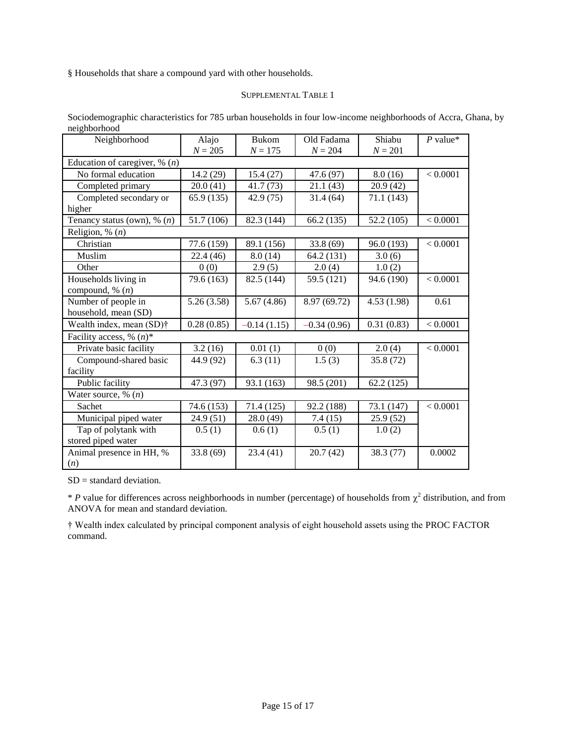§ Households that share a compound yard with other households.

SUPPLEMENTAL TABLE 1

Sociodemographic characteristics for 785 urban households in four low-income neighborhoods of Accra, Ghana, by neighborhood

| Neighborhood | Alajo $N = 205$ | Bukom $N = 175$ | Old Fadama $N = 204$ | Shiabu $N = 201$ | *P* value* |
|---|---|---|---|---|---|
| Education of caregiver, % (*n*) | | | | | |
| No formal education | 14.2 (29) | 15.4 (27) | 47.6 (97) | 8.0 (16) | < 0.0001 |
| Completed primary | 20.0 (41) | 41.7 (73) | 21.1 (43) | 20.9 (42) | |
| Completed secondary or higher | 65.9 (135) | 42.9 (75) | 31.4 (64) | 71.1 (143) | |
| Tenancy status (own), % (*n*) | 51.7 (106) | 82.3 (144) | 66.2 (135) | 52.2 (105) | < 0.0001 |
| Religion, % (*n*) | | | | | |
| Christian | 77.6 (159) | 89.1 (156) | 33.8 (69) | 96.0 (193) | < 0.0001 |
| Muslim | 22.4 (46) | 8.0 (14) | 64.2 (131) | 3.0 (6) | |
| Other | 0 (0) | 2.9 (5) | 2.0 (4) | 1.0 (2) | |
| Households living in compound, % (*n*) | 79.6 (163) | 82.5 (144) | 59.5 (121) | 94.6 (190) | < 0.0001 |
| Number of people in household, mean (SD) | 5.26 (3.58) | 5.67 (4.86) | 8.97 (69.72) | 4.53 (1.98) | 0.61 |
| Wealth index, mean (SD)† | 0.28 (0.85) | −0.14 (1.15) | −0.34 (0.96) | 0.31 (0.83) | < 0.0001 |
| Facility access, % (*n*)* | | | | | |
| Private basic facility | 3.2 (16) | 0.01 (1) | 0 (0) | 2.0 (4) | < 0.0001 |
| Compound-shared basic facility | 44.9 (92) | 6.3 (11) | 1.5 (3) | 35.8 (72) | |
| Public facility | 47.3 (97) | 93.1 (163) | 98.5 (201) | 62.2 (125) | |
| Water source, % (*n*) | | | | | |
| Sachet | 74.6 (153) | 71.4 (125) | 92.2 (188) | 73.1 (147) | < 0.0001 |
| Municipal piped water | 24.9 (51) | 28.0 (49) | 7.4 (15) | 25.9 (52) | |
| Tap of polytank with stored piped water | 0.5 (1) | 0.6 (1) | 0.5 (1) | 1.0 (2) | |
| Animal presence in HH, % (*n*) | 33.8 (69) | 23.4 (41) | 20.7 (42) | 38.3 (77) | 0.0002 |

SD = standard deviation.

\* *P* value for differences across neighborhoods in number (percentage) of households from $\chi^2$ distribution, and from ANOVA for mean and standard deviation.

† Wealth index calculated by principal component analysis of eight household assets using the PROC FACTOR command.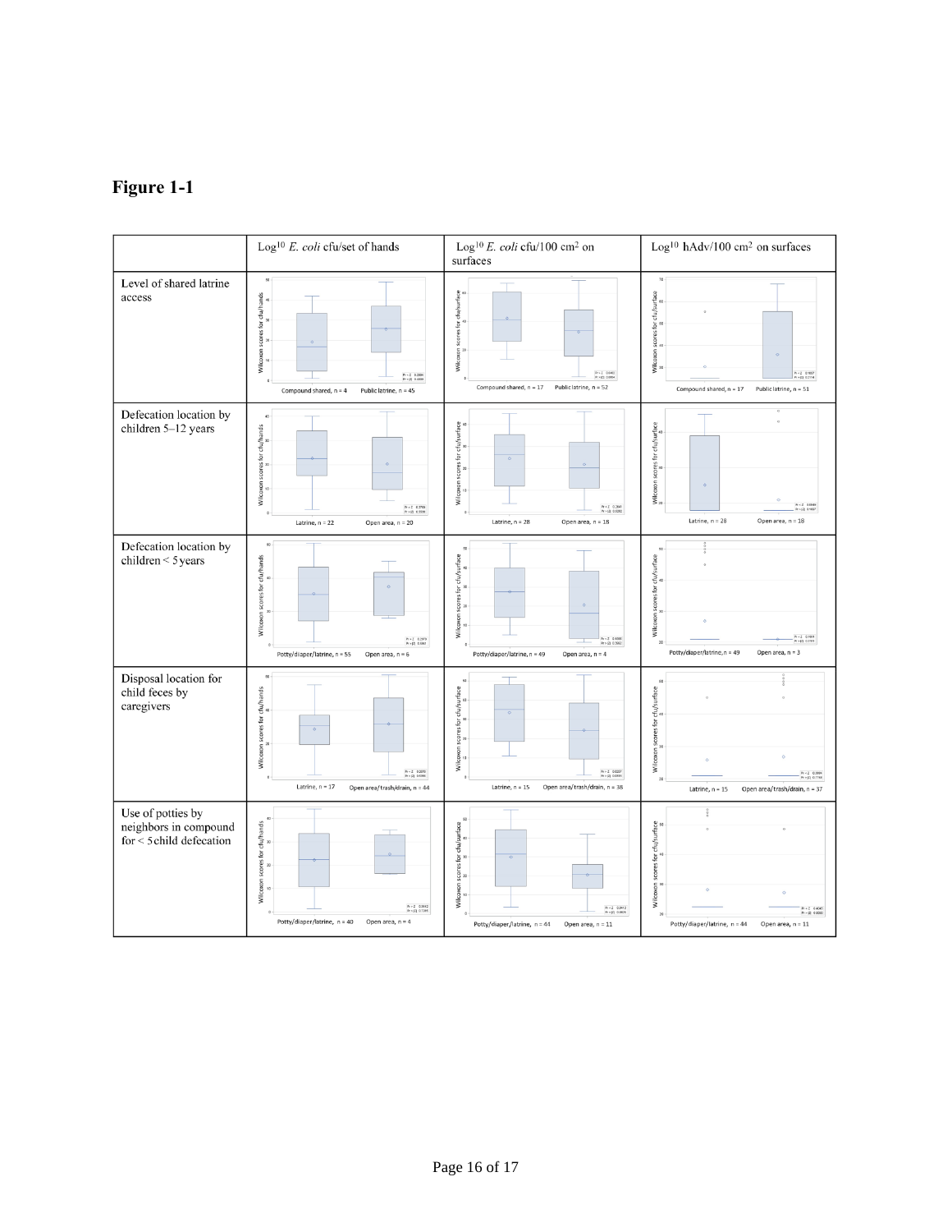**Figure 1-1**

| | Log10 *E. coli* cfu/set of hands | Log10 *E. coli* cfu/100 cm² on surfaces | Log10 hAdv/100 cm² on surfaces |
|---|---|---|---|
| Level of shared latrine access | Compound shared, n = 4; Public latrine, n = 45 | Compound shared, n = 17; Public latrine, n = 52 | Compound shared, n = 17; Public latrine, n = 51 |
| Defecation location by children 5–12 years | Latrine, n = 22; Open area, n = 20 | Latrine, n = 28; Open area, n = 18 | Latrine, n = 28; Open area, n = 18 |
| Defecation location by children < 5 years | Potty/diaper/latrine, n = 55; Open area, n = 6 | Potty/diaper/latrine, n = 49; Open area, n = 4 | Potty/diaper/latrine, n = 49; Open area, n = 3 |
| Disposal location for child feces by caregivers | Latrine, n = 17; Open area/trash/drain, n = 44 | Latrine, n = 15; Open area/trash/drain, n = 38 | Latrine, n = 15; Open area/trash/drain, n = 37 |
| Use of potties by neighbors in compound for < 5 child defecation | Potty/diaper/latrine, n = 40; Open area, n = 4 | Potty/diaper/latrine, n = 44; Open area, n = 11 | Potty/diaper/latrine, n = 44; Open area, n = 11 |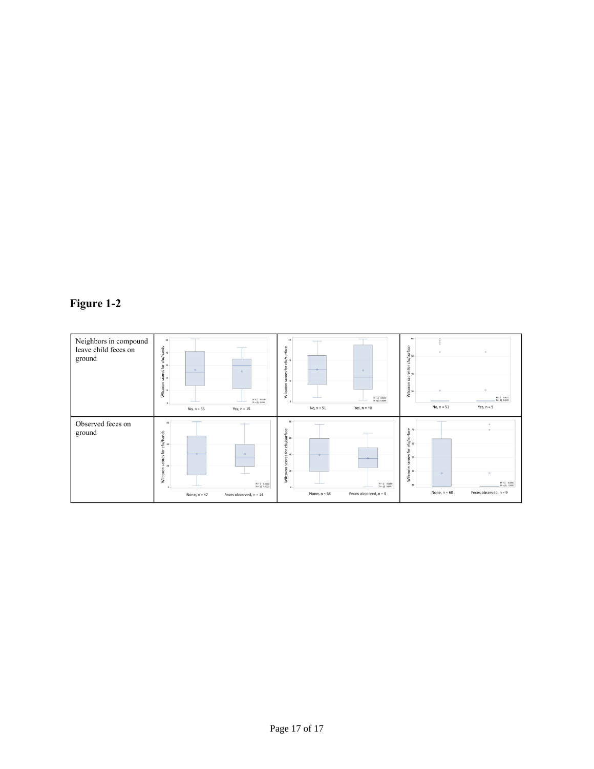**Figure 1-2**

Neighbors in compound leave child feces on ground

Wilcoxon scores for cfu/hands

No, n = 36

Yes, n = 15

Wilcoxon scores for cfu/surface

No, n = 51

Yes, n = 10

Wilcoxon scores for cfu/surface

No, n = 51

Yes, n = 9

Observed feces on ground

Wilcoxon scores for cfu/hands

None, n = 47

Feces observed, n = 14

Wilcoxon scores for cfu/surface

None, n = 68

Feces observed, n = 9

Wilcoxon scores for cfu/surface

None, n = 68

Feces observed, n = 9